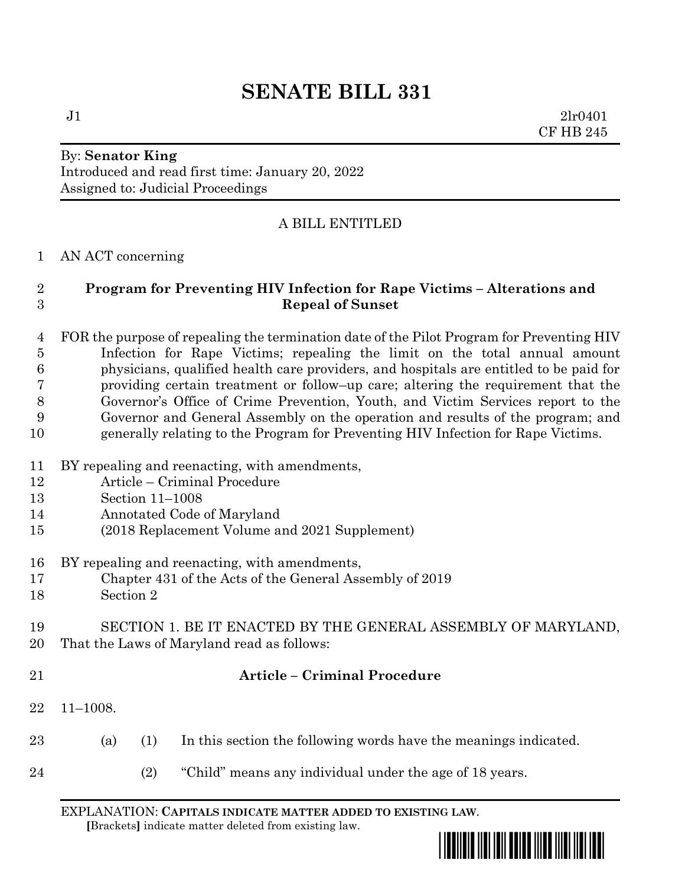# SENATE BILL 331

J1 2lr0401
CF HB 245

By: **Senator King**
Introduced and read first time: January 20, 2022
Assigned to: Judicial Proceedings

A BILL ENTITLED

AN ACT concerning

**Program for Preventing HIV Infection for Rape Victims – Alterations and Repeal of Sunset**

FOR the purpose of repealing the termination date of the Pilot Program for Preventing HIV Infection for Rape Victims; repealing the limit on the total annual amount physicians, qualified health care providers, and hospitals are entitled to be paid for providing certain treatment or follow–up care; altering the requirement that the Governor's Office of Crime Prevention, Youth, and Victim Services report to the Governor and General Assembly on the operation and results of the program; and generally relating to the Program for Preventing HIV Infection for Rape Victims.

BY repealing and reenacting, with amendments,
Article – Criminal Procedure
Section 11–1008
Annotated Code of Maryland
(2018 Replacement Volume and 2021 Supplement)

BY repealing and reenacting, with amendments,
Chapter 431 of the Acts of the General Assembly of 2019
Section 2

SECTION 1. BE IT ENACTED BY THE GENERAL ASSEMBLY OF MARYLAND, That the Laws of Maryland read as follows:

**Article – Criminal Procedure**

11–1008.

(a) (1) In this section the following words have the meanings indicated.

(2) "Child" means any individual under the age of 18 years.

EXPLANATION: **CAPITALS INDICATE MATTER ADDED TO EXISTING LAW.**
**[**Brackets**]** indicate matter deleted from existing law.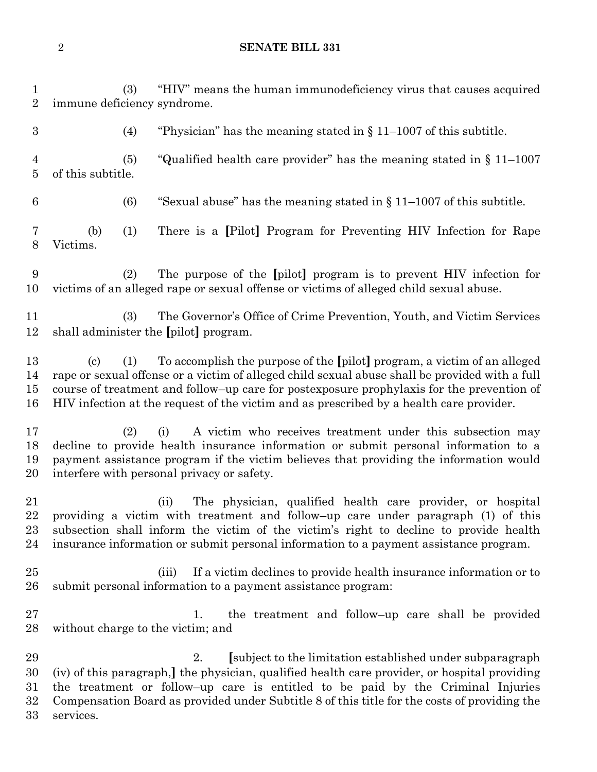(3) "HIV" means the human immunodeficiency virus that causes acquired immune deficiency syndrome.

(4) "Physician" has the meaning stated in § 11–1007 of this subtitle.

(5) "Qualified health care provider" has the meaning stated in § 11–1007 of this subtitle.

(6) "Sexual abuse" has the meaning stated in § 11–1007 of this subtitle.

(b) (1) There is a **[**Pilot**]** Program for Preventing HIV Infection for Rape Victims.

(2) The purpose of the **[**pilot**]** program is to prevent HIV infection for victims of an alleged rape or sexual offense or victims of alleged child sexual abuse.

(3) The Governor's Office of Crime Prevention, Youth, and Victim Services shall administer the **[**pilot**]** program.

(c) (1) To accomplish the purpose of the **[**pilot**]** program, a victim of an alleged rape or sexual offense or a victim of alleged child sexual abuse shall be provided with a full course of treatment and follow–up care for postexposure prophylaxis for the prevention of HIV infection at the request of the victim and as prescribed by a health care provider.

(2) (i) A victim who receives treatment under this subsection may decline to provide health insurance information or submit personal information to a payment assistance program if the victim believes that providing the information would interfere with personal privacy or safety.

(ii) The physician, qualified health care provider, or hospital providing a victim with treatment and follow–up care under paragraph (1) of this subsection shall inform the victim of the victim's right to decline to provide health insurance information or submit personal information to a payment assistance program.

(iii) If a victim declines to provide health insurance information or to submit personal information to a payment assistance program:

1. the treatment and follow–up care shall be provided without charge to the victim; and

2. **[**subject to the limitation established under subparagraph (iv) of this paragraph,**]** the physician, qualified health care provider, or hospital providing the treatment or follow–up care is entitled to be paid by the Criminal Injuries Compensation Board as provided under Subtitle 8 of this title for the costs of providing the services.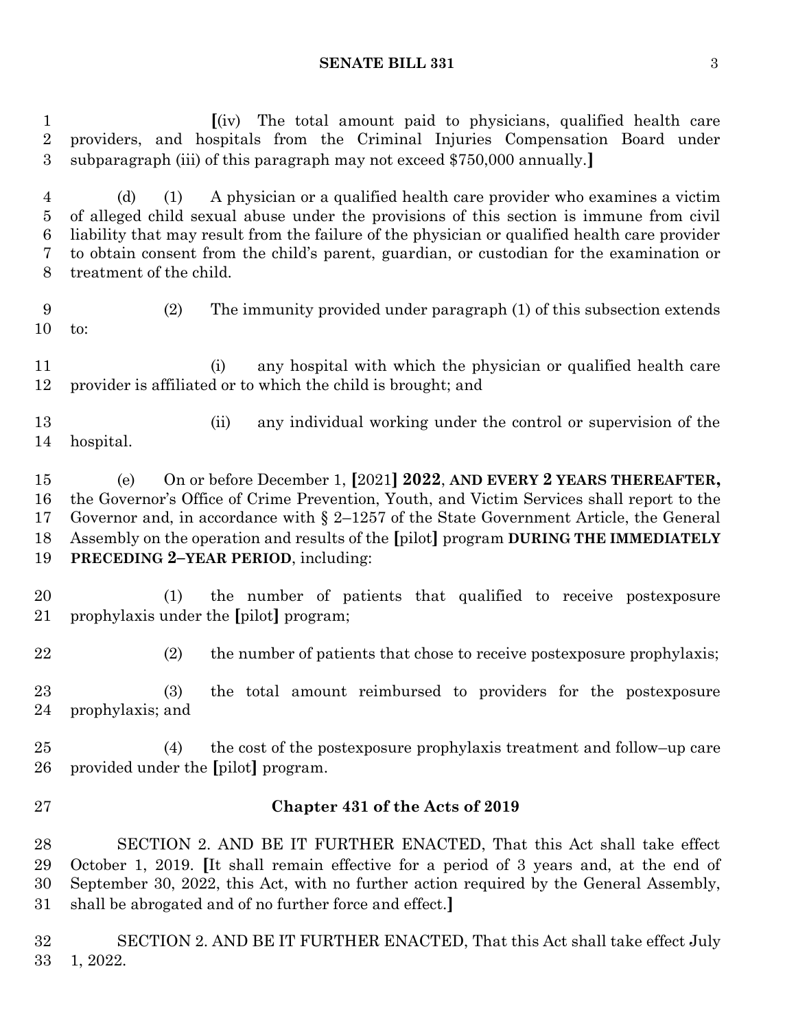[(iv) The total amount paid to physicians, qualified health care providers, and hospitals from the Criminal Injuries Compensation Board under subparagraph (iii) of this paragraph may not exceed $750,000 annually.]

(d) (1) A physician or a qualified health care provider who examines a victim of alleged child sexual abuse under the provisions of this section is immune from civil liability that may result from the failure of the physician or qualified health care provider to obtain consent from the child's parent, guardian, or custodian for the examination or treatment of the child.

(2) The immunity provided under paragraph (1) of this subsection extends to:

(i) any hospital with which the physician or qualified health care provider is affiliated or to which the child is brought; and

(ii) any individual working under the control or supervision of the hospital.

(e) On or before December 1, [2021] **2022**, **AND EVERY 2 YEARS THEREAFTER,** the Governor's Office of Crime Prevention, Youth, and Victim Services shall report to the Governor and, in accordance with § 2–1257 of the State Government Article, the General Assembly on the operation and results of the [pilot] program **DURING THE IMMEDIATELY PRECEDING 2–YEAR PERIOD**, including:

(1) the number of patients that qualified to receive postexposure prophylaxis under the [pilot] program;

(2) the number of patients that chose to receive postexposure prophylaxis;

(3) the total amount reimbursed to providers for the postexposure prophylaxis; and

(4) the cost of the postexposure prophylaxis treatment and follow–up care provided under the [pilot] program.

**Chapter 431 of the Acts of 2019**

SECTION 2. AND BE IT FURTHER ENACTED, That this Act shall take effect October 1, 2019. [It shall remain effective for a period of 3 years and, at the end of September 30, 2022, this Act, with no further action required by the General Assembly, shall be abrogated and of no further force and effect.]

SECTION 2. AND BE IT FURTHER ENACTED, That this Act shall take effect July 1, 2022.